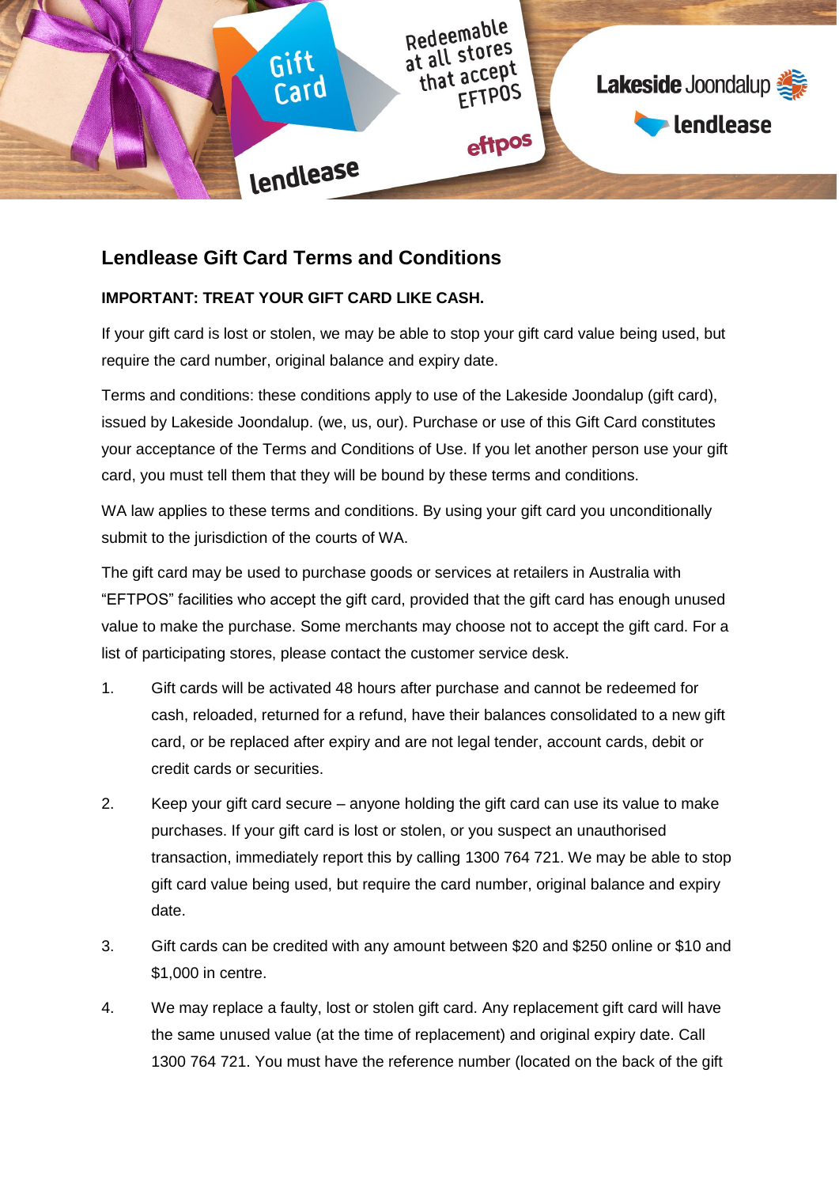## Lendlease Gift Card Terms and Conditions

**IMPORTANT: TREAT YOUR GIFT CARD LIKE CASH.**

If your gift card is lost or stolen, we may be able to stop your gift card value being used, but require the card number, original balance and expiry date.

Terms and conditions: these conditions apply to use of the Lakeside Joondalup (gift card), issued by Lakeside Joondalup. (we, us, our). Purchase or use of this Gift Card constitutes your acceptance of the Terms and Conditions of Use. If you let another person use your gift card, you must tell them that they will be bound by these terms and conditions.

WA law applies to these terms and conditions. By using your gift card you unconditionally submit to the jurisdiction of the courts of WA.

The gift card may be used to purchase goods or services at retailers in Australia with "EFTPOS" facilities who accept the gift card, provided that the gift card has enough unused value to make the purchase. Some merchants may choose not to accept the gift card. For a list of participating stores, please contact the customer service desk.

1. Gift cards will be activated 48 hours after purchase and cannot be redeemed for cash, reloaded, returned for a refund, have their balances consolidated to a new gift card, or be replaced after expiry and are not legal tender, account cards, debit or credit cards or securities.
2. Keep your gift card secure – anyone holding the gift card can use its value to make purchases. If your gift card is lost or stolen, or you suspect an unauthorised transaction, immediately report this by calling 1300 764 721. We may be able to stop gift card value being used, but require the card number, original balance and expiry date.
3. Gift cards can be credited with any amount between $20 and $250 online or $10 and $1,000 in centre.
4. We may replace a faulty, lost or stolen gift card. Any replacement gift card will have the same unused value (at the time of replacement) and original expiry date. Call 1300 764 721. You must have the reference number (located on the back of the gift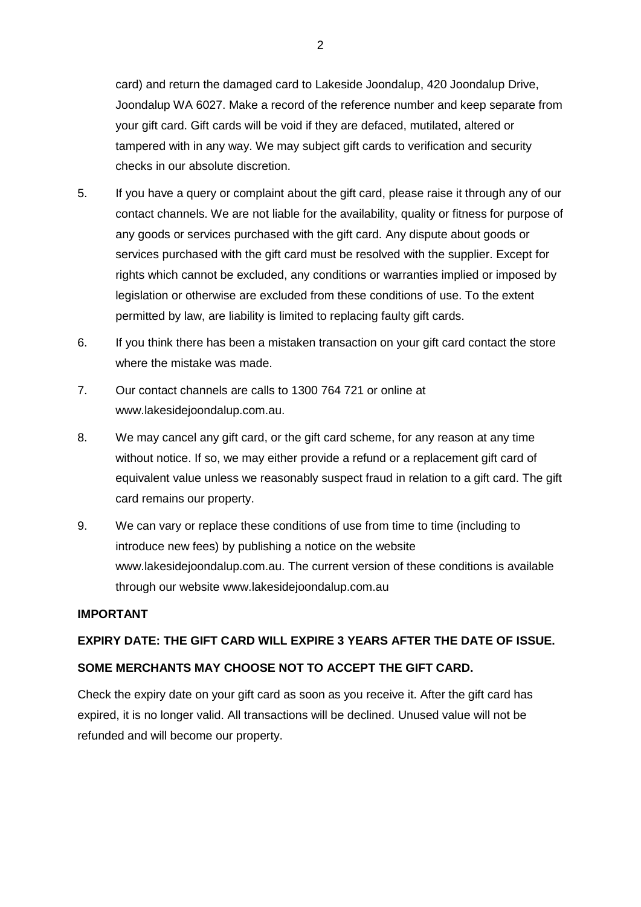card) and return the damaged card to Lakeside Joondalup, 420 Joondalup Drive, Joondalup WA 6027. Make a record of the reference number and keep separate from your gift card. Gift cards will be void if they are defaced, mutilated, altered or tampered with in any way. We may subject gift cards to verification and security checks in our absolute discretion.

5. If you have a query or complaint about the gift card, please raise it through any of our contact channels. We are not liable for the availability, quality or fitness for purpose of any goods or services purchased with the gift card. Any dispute about goods or services purchased with the gift card must be resolved with the supplier. Except for rights which cannot be excluded, any conditions or warranties implied or imposed by legislation or otherwise are excluded from these conditions of use. To the extent permitted by law, are liability is limited to replacing faulty gift cards.

6. If you think there has been a mistaken transaction on your gift card contact the store where the mistake was made.

7. Our contact channels are calls to 1300 764 721 or online at www.lakesidejoondalup.com.au.

8. We may cancel any gift card, or the gift card scheme, for any reason at any time without notice. If so, we may either provide a refund or a replacement gift card of equivalent value unless we reasonably suspect fraud in relation to a gift card. The gift card remains our property.

9. We can vary or replace these conditions of use from time to time (including to introduce new fees) by publishing a notice on the website www.lakesidejoondalup.com.au. The current version of these conditions is available through our website www.lakesidejoondalup.com.au

**IMPORTANT**

**EXPIRY DATE: THE GIFT CARD WILL EXPIRE 3 YEARS AFTER THE DATE OF ISSUE.**

**SOME MERCHANTS MAY CHOOSE NOT TO ACCEPT THE GIFT CARD.**

Check the expiry date on your gift card as soon as you receive it. After the gift card has expired, it is no longer valid. All transactions will be declined. Unused value will not be refunded and will become our property.